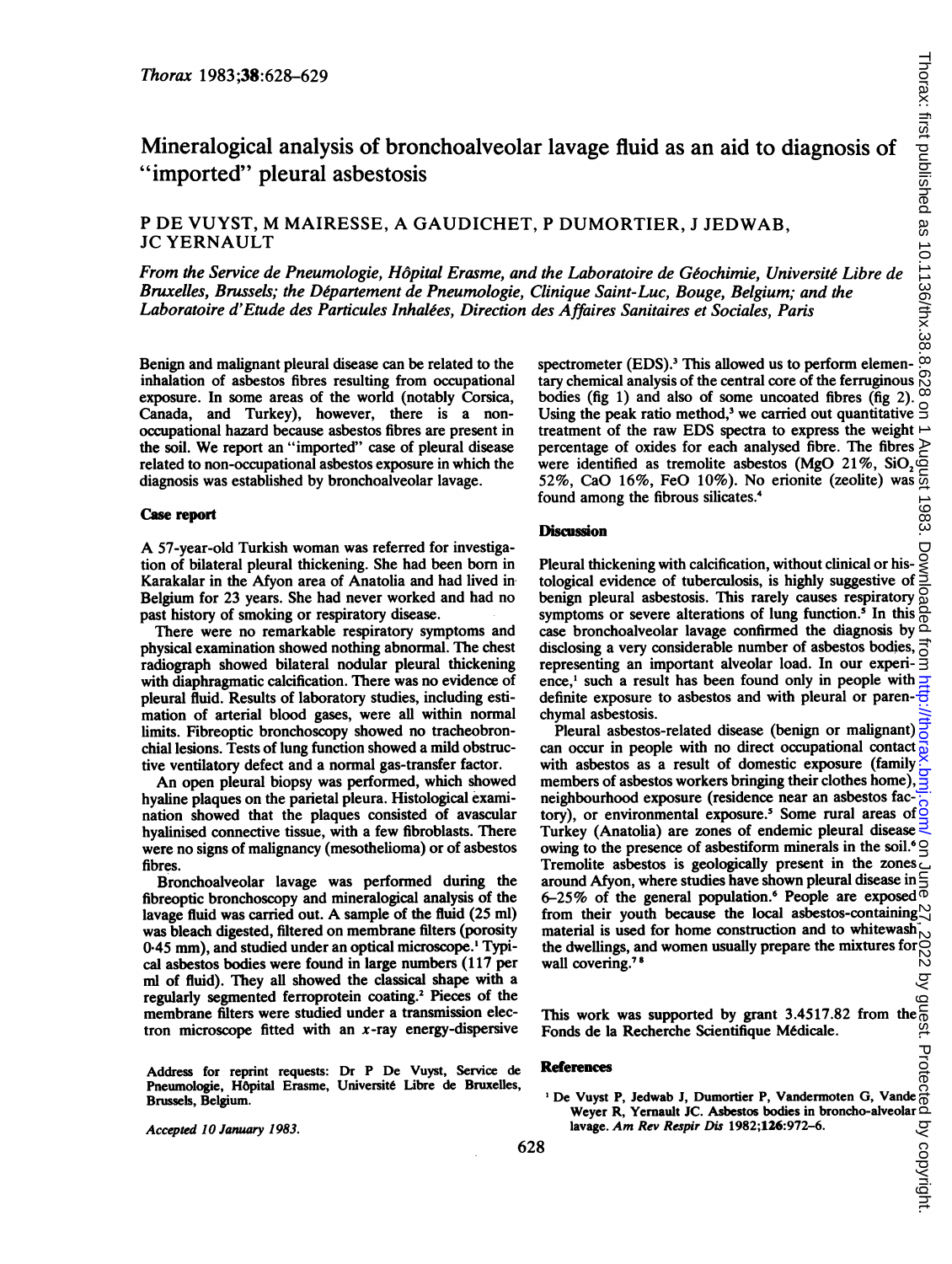# Mineralogical analysis of bronchoalveolar lavage fluid as an aid to diagnosis of "imported" pleural asbestosis

P DE VUYST, M MAIRESSE, A GAUDICHET, P DUMORTIER, J JEDWAB, JC YERNAULT

*From the Service de Pneumologie, Hôpital Erasme, and the Laboratoire de Géochimie, Université Libre de Bruxelles, Brussels; the Département de Pneumologie, Clinique Saint-Luc, Bouge, Belgium; and the Laboratoire d'Etude des Particules Inhalées, Direction des Affaires Sanitaires et Sociales, Paris*

Benign and malignant pleural disease can be related to the inhalation of asbestos fibres resulting from occupational exposure. In some areas of the world (notably Corsica, Canada, and Turkey), however, there is a non-occupational hazard because asbestos fibres are present in the soil. We report an "imported" case of pleural disease related to non-occupational asbestos exposure in which the diagnosis was established by bronchoalveolar lavage.

## Case report

A 57-year-old Turkish woman was referred for investigation of bilateral pleural thickening. She had been born in Karakalar in the Afyon area of Anatolia and had lived in Belgium for 23 years. She had never worked and had no past history of smoking or respiratory disease.

There were no remarkable respiratory symptoms and physical examination showed nothing abnormal. The chest radiograph showed bilateral nodular pleural thickening with diaphragmatic calcification. There was no evidence of pleural fluid. Results of laboratory studies, including estimation of arterial blood gases, were all within normal limits. Fibreoptic bronchoscopy showed no tracheobronchial lesions. Tests of lung function showed a mild obstructive ventilatory defect and a normal gas-transfer factor.

An open pleural biopsy was performed, which showed hyaline plaques on the parietal pleura. Histological examination showed that the plaques consisted of avascular hyalinised connective tissue, with a few fibroblasts. There were no signs of malignancy (mesothelioma) or of asbestos fibres.

Bronchoalveolar lavage was performed during the fibreoptic bronchoscopy and mineralogical analysis of the lavage fluid was carried out. A sample of the fluid (25 ml) was bleach digested, filtered on membrane filters (porosity 0·45 mm), and studied under an optical microscope.[1] Typical asbestos bodies were found in large numbers (117 per ml of fluid). They all showed the classical shape with a regularly segmented ferroprotein coating.[2] Pieces of the membrane filters were studied under a transmission electron microscope fitted with an *x*-ray energy-dispersive spectrometer (EDS).[3] This allowed us to perform elementary chemical analysis of the central core of the ferruginous bodies (fig 1) and also of some uncoated fibres (fig 2). Using the peak ratio method,[3] we carried out quantitative treatment of the raw EDS spectra to express the weight percentage of oxides for each analysed fibre. The fibres were identified as tremolite asbestos (MgO 21%, $SiO_2$ 52%, CaO 16%, FeO 10%). No erionite (zeolite) was found among the fibrous silicates.[4]

## Discussion

Pleural thickening with calcification, without clinical or histological evidence of tuberculosis, is highly suggestive of benign pleural asbestosis. This rarely causes respiratory symptoms or severe alterations of lung function.[5] In this case bronchoalveolar lavage confirmed the diagnosis by disclosing a very considerable number of asbestos bodies, representing an important alveolar load. In our experience,[1] such a result has been found only in people with definite exposure to asbestos and with pleural or parenchymal asbestosis.

Pleural asbestos-related disease (benign or malignant) can occur in people with no direct occupational contact with asbestos as a result of domestic exposure (family members of asbestos workers bringing their clothes home), neighbourhood exposure (residence near an asbestos factory), or environmental exposure.[5] Some rural areas of Turkey (Anatolia) are zones of endemic pleural disease owing to the presence of asbestiform minerals in the soil.[6] Tremolite asbestos is geologically present in the zones around Afyon, where studies have shown pleural disease in 6–25% of the general population.[6] People are exposed from their youth because the local asbestos-containing material is used for home construction and to whitewash the dwellings, and women usually prepare the mixtures for wall covering.[7,8]

This work was supported by grant 3.4517.82 from the Fonds de la Recherche Scientifique Médicale.

Address for reprint requests: Dr P De Vuyst, Service de Pneumologie, Hôpital Erasme, Université Libre de Bruxelles, Brussels, Belgium.

*Accepted 10 January 1983.*

## References

1. De Vuyst P, Jedwab J, Dumortier P, Vandermoten G, Vande Weyer R, Yernault JC. Asbestos bodies in broncho-alveolar lavage. *Am Rev Respir Dis* 1982;**126**:972–6.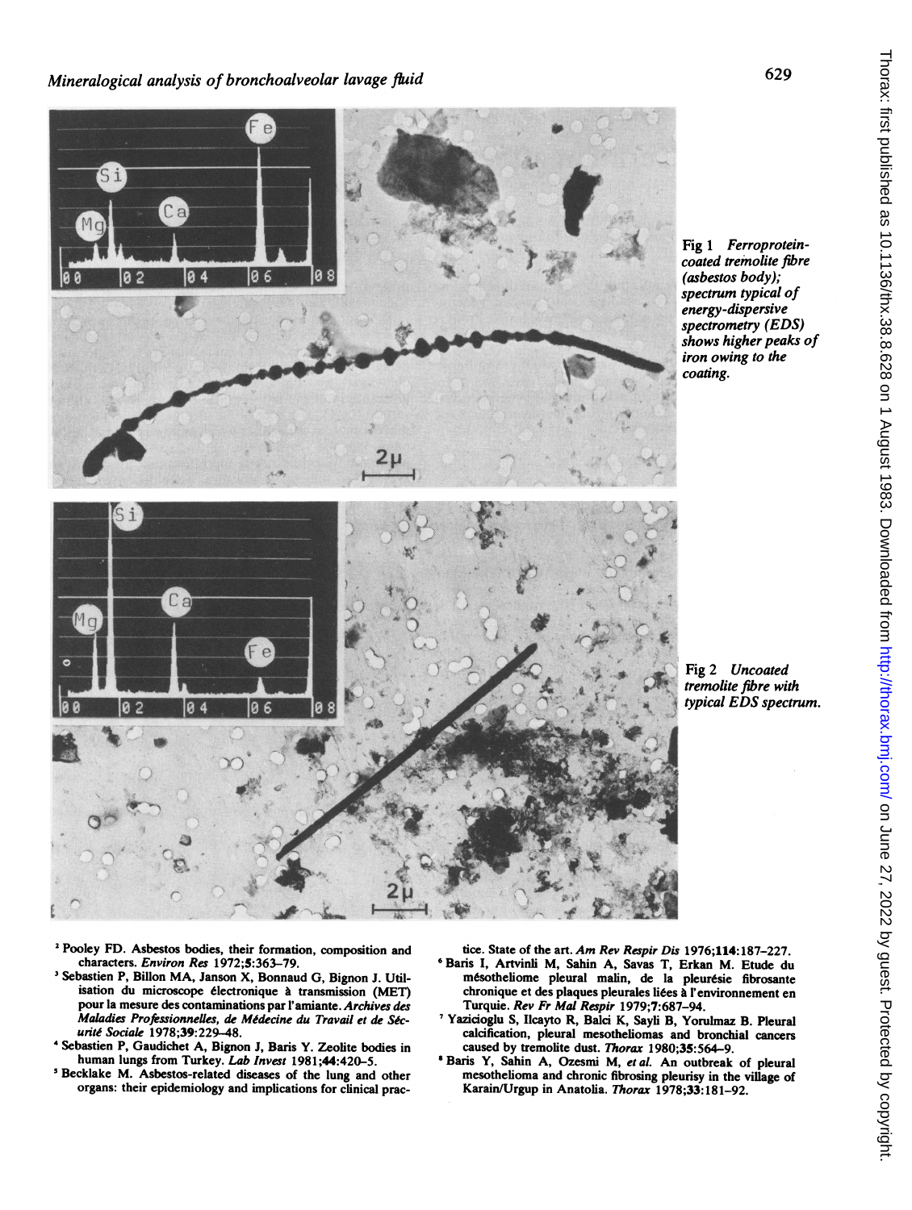Fe

Si

Mg

Ca

00 02 04 06 08

2µ

Fig 1 *Ferroprotein-coated tremolite fibre (asbestos body); spectrum typical of energy-dispersive spectrometry (EDS) shows higher peaks of iron owing to the coating.*

Si

Ca

Mg

Fe

00 02 04 06 08

2µ

Fig 2 *Uncoated tremolite fibre with typical EDS spectrum.*

[2] Pooley FD. Asbestos bodies, their formation, composition and characters. *Environ Res* 1972;**5**:363–79.

[3] Sebastien P, Billon MA, Janson X, Bonnaud G, Bignon J. Utilisation du microscope électronique à transmission (MET) pour la mesure des contaminations par l'amiante. *Archives des Maladies Professionnelles, de Médecine du Travail et de Sécurité Sociale* 1978;**39**:229–48.

[4] Sebastien P, Gaudichet A, Bignon J, Baris Y. Zeolite bodies in human lungs from Turkey. *Lab Invest* 1981;**44**:420–5.

[5] Becklake M. Asbestos-related diseases of the lung and other organs: their epidemiology and implications for clinical practice. State of the art. *Am Rev Respir Dis* 1976;**114**:187–227.

[6] Baris I, Artvinli M, Sahin A, Savas T, Erkan M. Etude du mésotheliome pleural malin, de la pleurésie fibrosante chronique et des plaques pleurales liées à l'environnement en Turquie. *Rev Fr Mal Respir* 1979;**7**:687–94.

[7] Yazicioglu S, Ilcayto R, Balci K, Sayli B, Yorulmaz B. Pleural calcification, pleural mesotheliomas and bronchial cancers caused by tremolite dust. *Thorax* 1980;**35**:564–9.

[8] Baris Y, Sahin A, Ozesmi M, *et al*. An outbreak of pleural mesothelioma and chronic fibrosing pleurisy in the village of Karain/Urgup in Anatolia. *Thorax* 1978;**33**:181–92.